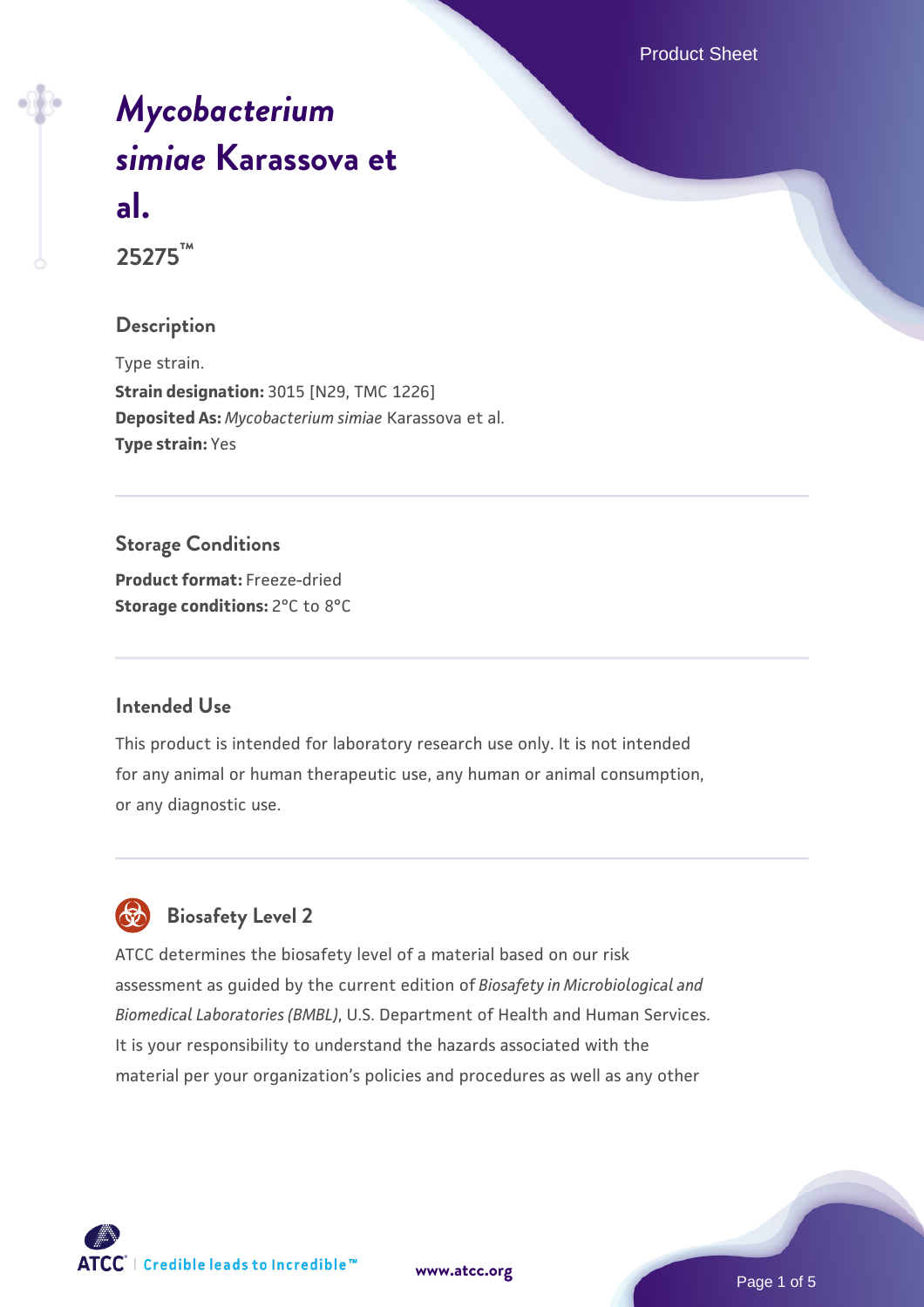# *Mycobacterium simiae* Karassova et al.

## 25275™

### Description

Type strain.

**Strain designation:** 3015 [N29, TMC 1226]

**Deposited As:** *Mycobacterium simiae* Karassova et al.

**Type strain:** Yes

### Storage Conditions

**Product format:** Freeze-dried

**Storage conditions:** 2°C to 8°C

### Intended Use

This product is intended for laboratory research use only. It is not intended for any animal or human therapeutic use, any human or animal consumption, or any diagnostic use.

### Biosafety Level 2

ATCC determines the biosafety level of a material based on our risk assessment as guided by the current edition of *Biosafety in Microbiological and Biomedical Laboratories (BMBL)*, U.S. Department of Health and Human Services. It is your responsibility to understand the hazards associated with the material per your organization's policies and procedures as well as any other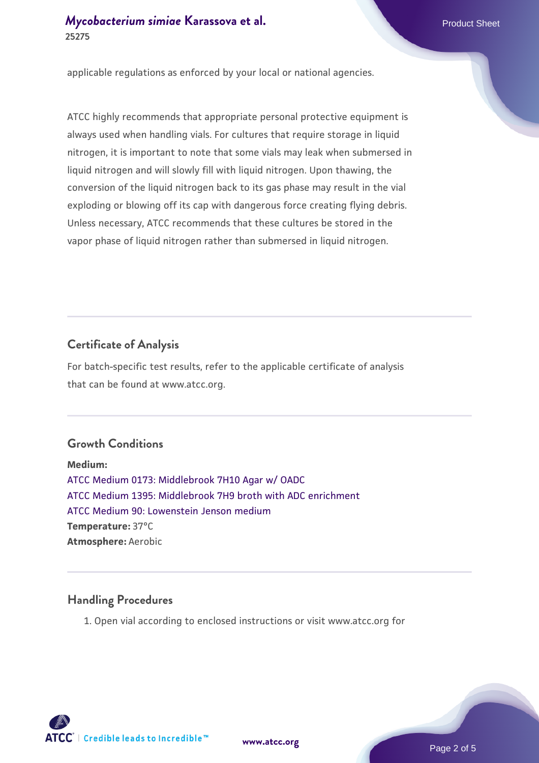applicable regulations as enforced by your local or national agencies.

ATCC highly recommends that appropriate personal protective equipment is always used when handling vials. For cultures that require storage in liquid nitrogen, it is important to note that some vials may leak when submersed in liquid nitrogen and will slowly fill with liquid nitrogen. Upon thawing, the conversion of the liquid nitrogen back to its gas phase may result in the vial exploding or blowing off its cap with dangerous force creating flying debris. Unless necessary, ATCC recommends that these cultures be stored in the vapor phase of liquid nitrogen rather than submersed in liquid nitrogen.

## Certificate of Analysis

For batch-specific test results, refer to the applicable certificate of analysis that can be found at www.atcc.org.

## Growth Conditions

**Medium:**
ATCC Medium 0173: Middlebrook 7H10 Agar w/ OADC
ATCC Medium 1395: Middlebrook 7H9 broth with ADC enrichment
ATCC Medium 90: Lowenstein Jenson medium
**Temperature:** 37°C
**Atmosphere:** Aerobic

## Handling Procedures

1. Open vial according to enclosed instructions or visit www.atcc.org for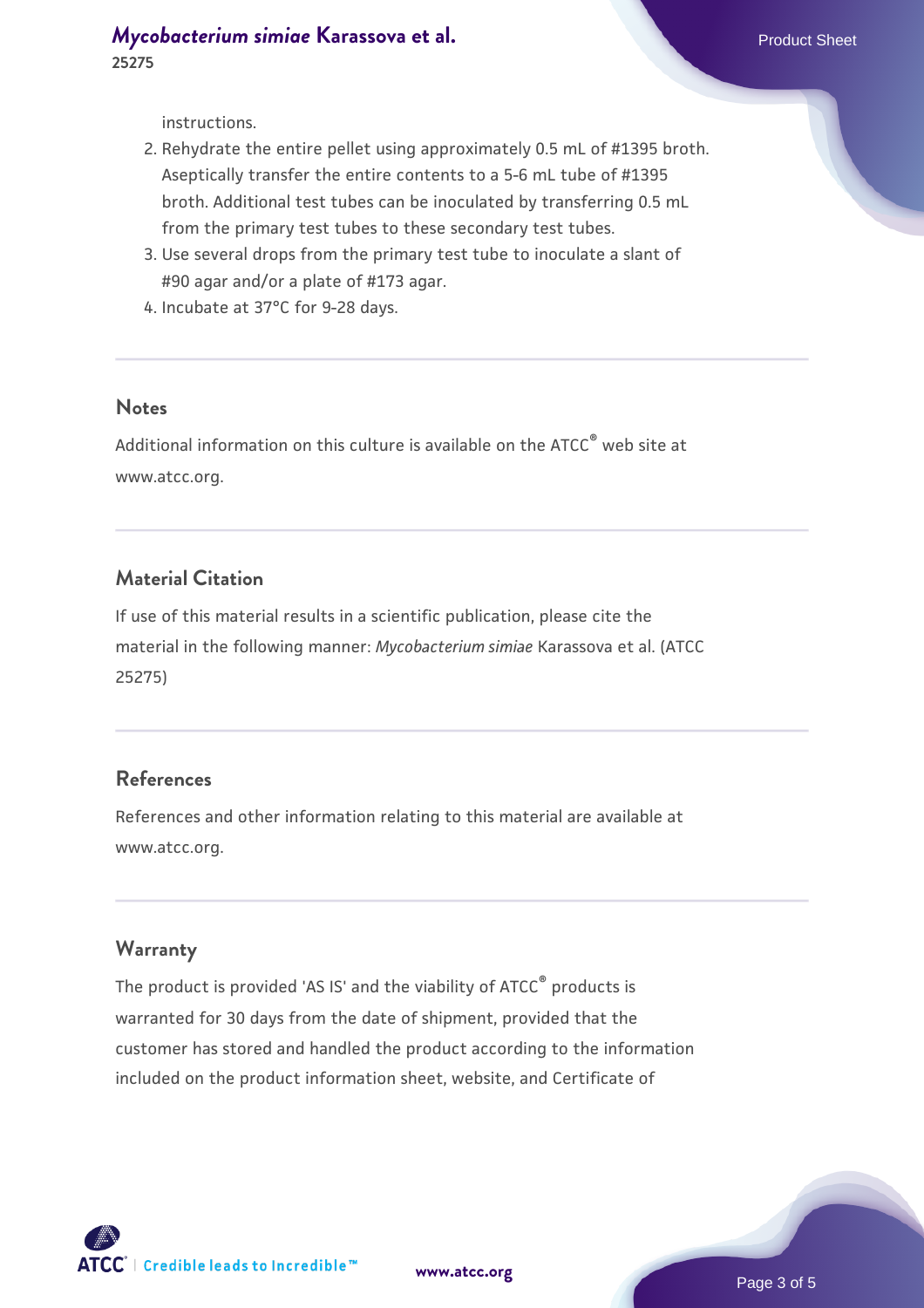instructions.

2. Rehydrate the entire pellet using approximately 0.5 mL of #1395 broth. Aseptically transfer the entire contents to a 5-6 mL tube of #1395 broth. Additional test tubes can be inoculated by transferring 0.5 mL from the primary test tubes to these secondary test tubes.
3. Use several drops from the primary test tube to inoculate a slant of #90 agar and/or a plate of #173 agar.
4. Incubate at 37°C for 9-28 days.

## Notes

Additional information on this culture is available on the ATCC® web site at www.atcc.org.

## Material Citation

If use of this material results in a scientific publication, please cite the material in the following manner: *Mycobacterium simiae* Karassova et al. (ATCC 25275)

## References

References and other information relating to this material are available at www.atcc.org.

## Warranty

The product is provided 'AS IS' and the viability of ATCC® products is warranted for 30 days from the date of shipment, provided that the customer has stored and handled the product according to the information included on the product information sheet, website, and Certificate of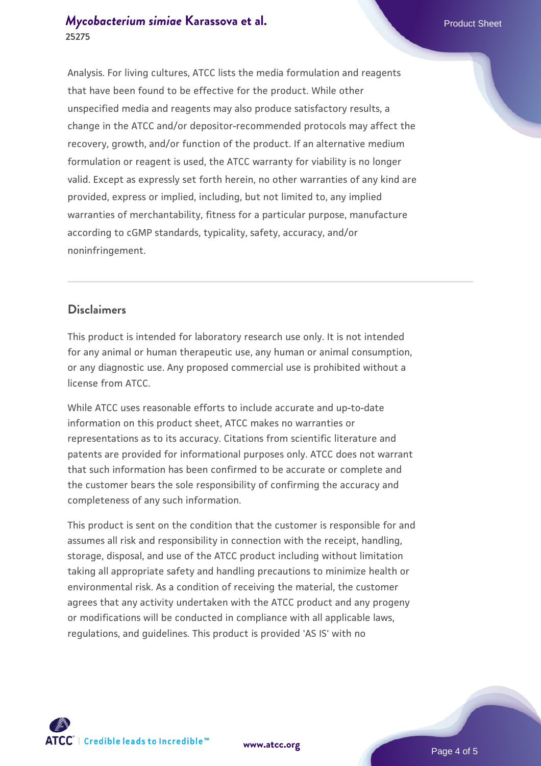Analysis. For living cultures, ATCC lists the media formulation and reagents that have been found to be effective for the product. While other unspecified media and reagents may also produce satisfactory results, a change in the ATCC and/or depositor-recommended protocols may affect the recovery, growth, and/or function of the product. If an alternative medium formulation or reagent is used, the ATCC warranty for viability is no longer valid. Except as expressly set forth herein, no other warranties of any kind are provided, express or implied, including, but not limited to, any implied warranties of merchantability, fitness for a particular purpose, manufacture according to cGMP standards, typicality, safety, accuracy, and/or noninfringement.

## Disclaimers

This product is intended for laboratory research use only. It is not intended for any animal or human therapeutic use, any human or animal consumption, or any diagnostic use. Any proposed commercial use is prohibited without a license from ATCC.

While ATCC uses reasonable efforts to include accurate and up-to-date information on this product sheet, ATCC makes no warranties or representations as to its accuracy. Citations from scientific literature and patents are provided for informational purposes only. ATCC does not warrant that such information has been confirmed to be accurate or complete and the customer bears the sole responsibility of confirming the accuracy and completeness of any such information.

This product is sent on the condition that the customer is responsible for and assumes all risk and responsibility in connection with the receipt, handling, storage, disposal, and use of the ATCC product including without limitation taking all appropriate safety and handling precautions to minimize health or environmental risk. As a condition of receiving the material, the customer agrees that any activity undertaken with the ATCC product and any progeny or modifications will be conducted in compliance with all applicable laws, regulations, and guidelines. This product is provided 'AS IS' with no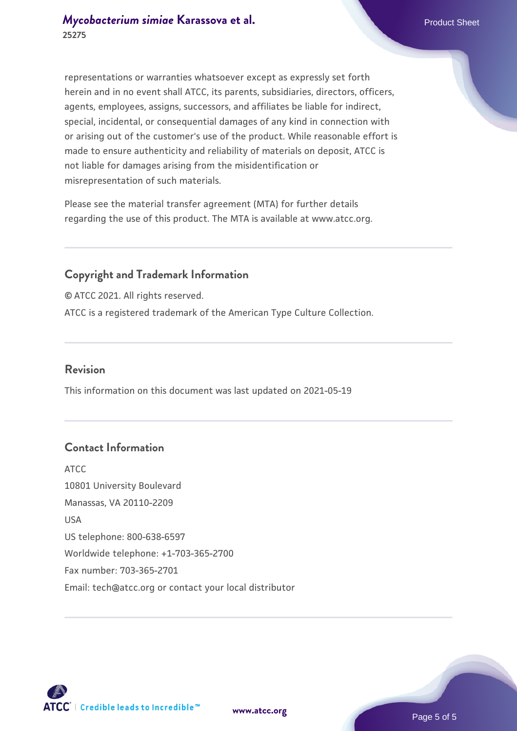representations or warranties whatsoever except as expressly set forth herein and in no event shall ATCC, its parents, subsidiaries, directors, officers, agents, employees, assigns, successors, and affiliates be liable for indirect, special, incidental, or consequential damages of any kind in connection with or arising out of the customer's use of the product. While reasonable effort is made to ensure authenticity and reliability of materials on deposit, ATCC is not liable for damages arising from the misidentification or misrepresentation of such materials.

Please see the material transfer agreement (MTA) for further details regarding the use of this product. The MTA is available at www.atcc.org.

## Copyright and Trademark Information

© ATCC 2021. All rights reserved.

ATCC is a registered trademark of the American Type Culture Collection.

## Revision

This information on this document was last updated on 2021-05-19

## Contact Information

ATCC
10801 University Boulevard
Manassas, VA 20110-2209
USA
US telephone: 800-638-6597
Worldwide telephone: +1-703-365-2700
Fax number: 703-365-2701
Email: tech@atcc.org or contact your local distributor